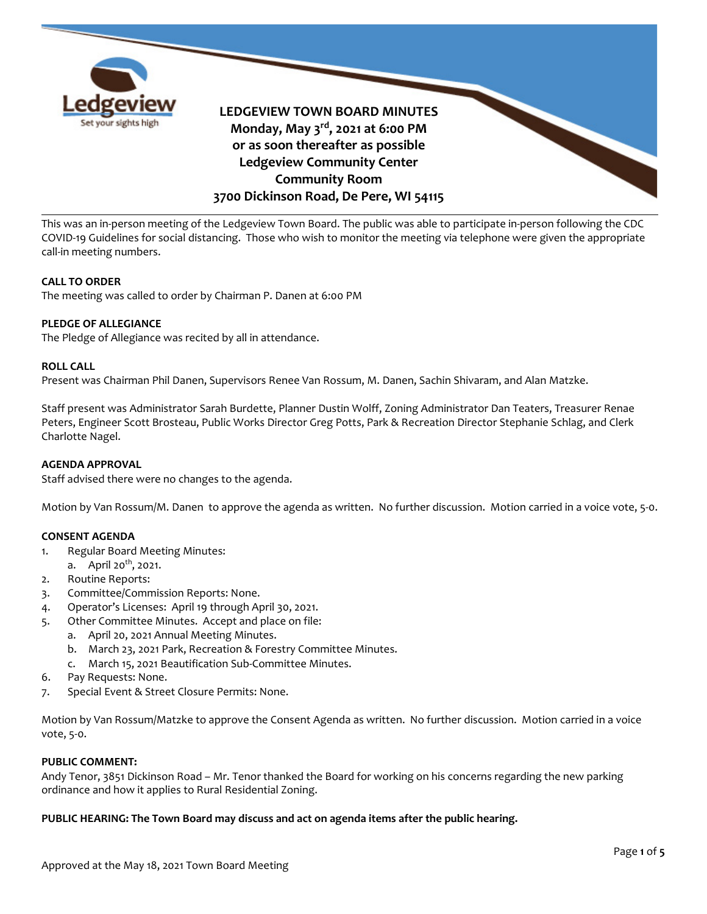Ledgeview
Set your sights high

# LEDGEVIEW TOWN BOARD MINUTES

**Monday, May 3rd, 2021 at 6:00 PM**
**or as soon thereafter as possible**
**Ledgeview Community Center**
**Community Room**
**3700 Dickinson Road, De Pere, WI 54115**

---

This was an in-person meeting of the Ledgeview Town Board. The public was able to participate in-person following the CDC COVID-19 Guidelines for social distancing. Those who wish to monitor the meeting via telephone were given the appropriate call-in meeting numbers.

**CALL TO ORDER**
The meeting was called to order by Chairman P. Danen at 6:00 PM

**PLEDGE OF ALLEGIANCE**
The Pledge of Allegiance was recited by all in attendance.

**ROLL CALL**
Present was Chairman Phil Danen, Supervisors Renee Van Rossum, M. Danen, Sachin Shivaram, and Alan Matzke.

Staff present was Administrator Sarah Burdette, Planner Dustin Wolff, Zoning Administrator Dan Teaters, Treasurer Renae Peters, Engineer Scott Brosteau, Public Works Director Greg Potts, Park & Recreation Director Stephanie Schlag, and Clerk Charlotte Nagel.

**AGENDA APPROVAL**
Staff advised there were no changes to the agenda.

Motion by Van Rossum/M. Danen to approve the agenda as written. No further discussion. Motion carried in a voice vote, 5-0.

**CONSENT AGENDA**

1. Regular Board Meeting Minutes:
   a. April 20th, 2021.
2. Routine Reports:
3. Committee/Commission Reports: None.
4. Operator's Licenses: April 19 through April 30, 2021.
5. Other Committee Minutes. Accept and place on file:
   a. April 20, 2021 Annual Meeting Minutes.
   b. March 23, 2021 Park, Recreation & Forestry Committee Minutes.
   c. March 15, 2021 Beautification Sub-Committee Minutes.
6. Pay Requests: None.
7. Special Event & Street Closure Permits: None.

Motion by Van Rossum/Matzke to approve the Consent Agenda as written. No further discussion. Motion carried in a voice vote, 5-0.

**PUBLIC COMMENT:**
Andy Tenor, 3851 Dickinson Road – Mr. Tenor thanked the Board for working on his concerns regarding the new parking ordinance and how it applies to Rural Residential Zoning.

**PUBLIC HEARING: The Town Board may discuss and act on agenda items after the public hearing.**

Approved at the May 18, 2021 Town Board Meeting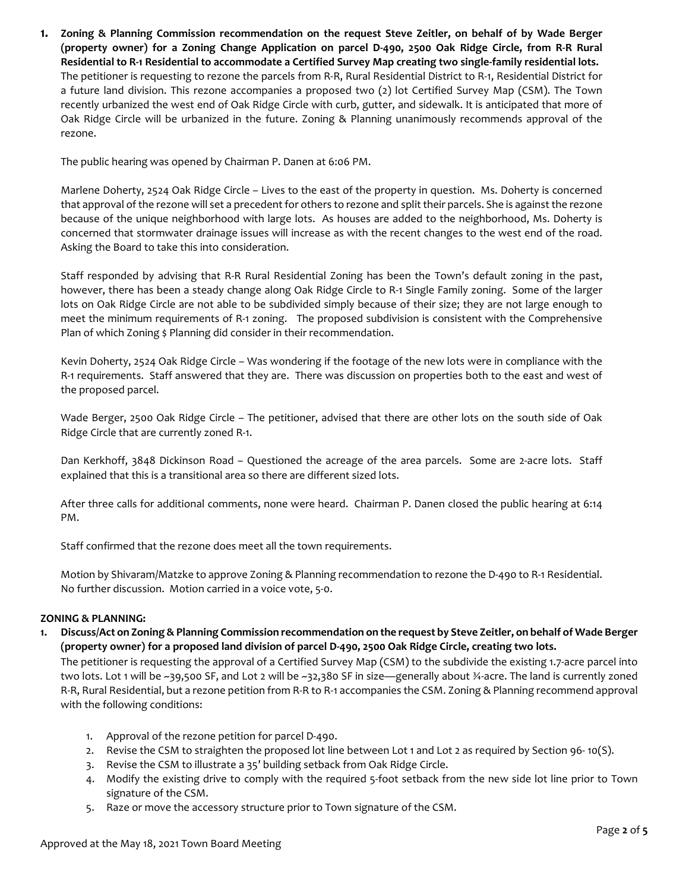1. **Zoning & Planning Commission recommendation on the request Steve Zeitler, on behalf of by Wade Berger (property owner) for a Zoning Change Application on parcel D-490, 2500 Oak Ridge Circle, from R-R Rural Residential to R-1 Residential to accommodate a Certified Survey Map creating two single-family residential lots.**
   The petitioner is requesting to rezone the parcels from R-R, Rural Residential District to R-1, Residential District for a future land division. This rezone accompanies a proposed two (2) lot Certified Survey Map (CSM). The Town recently urbanized the west end of Oak Ridge Circle with curb, gutter, and sidewalk. It is anticipated that more of Oak Ridge Circle will be urbanized in the future. Zoning & Planning unanimously recommends approval of the rezone.

   The public hearing was opened by Chairman P. Danen at 6:06 PM.

   Marlene Doherty, 2524 Oak Ridge Circle – Lives to the east of the property in question. Ms. Doherty is concerned that approval of the rezone will set a precedent for others to rezone and split their parcels. She is against the rezone because of the unique neighborhood with large lots. As houses are added to the neighborhood, Ms. Doherty is concerned that stormwater drainage issues will increase as with the recent changes to the west end of the road. Asking the Board to take this into consideration.

   Staff responded by advising that R-R Rural Residential Zoning has been the Town's default zoning in the past, however, there has been a steady change along Oak Ridge Circle to R-1 Single Family zoning. Some of the larger lots on Oak Ridge Circle are not able to be subdivided simply because of their size; they are not large enough to meet the minimum requirements of R-1 zoning. The proposed subdivision is consistent with the Comprehensive Plan of which Zoning $ Planning did consider in their recommendation.

   Kevin Doherty, 2524 Oak Ridge Circle – Was wondering if the footage of the new lots were in compliance with the R-1 requirements. Staff answered that they are. There was discussion on properties both to the east and west of the proposed parcel.

   Wade Berger, 2500 Oak Ridge Circle – The petitioner, advised that there are other lots on the south side of Oak Ridge Circle that are currently zoned R-1.

   Dan Kerkhoff, 3848 Dickinson Road – Questioned the acreage of the area parcels. Some are 2-acre lots. Staff explained that this is a transitional area so there are different sized lots.

   After three calls for additional comments, none were heard. Chairman P. Danen closed the public hearing at 6:14 PM.

   Staff confirmed that the rezone does meet all the town requirements.

   Motion by Shivaram/Matzke to approve Zoning & Planning recommendation to rezone the D-490 to R-1 Residential. No further discussion. Motion carried in a voice vote, 5-0.

**ZONING & PLANNING:**

1. **Discuss/Act on Zoning & Planning Commission recommendation on the request by Steve Zeitler, on behalf of Wade Berger (property owner) for a proposed land division of parcel D-490, 2500 Oak Ridge Circle, creating two lots.**
   The petitioner is requesting the approval of a Certified Survey Map (CSM) to the subdivide the existing 1.7-acre parcel into two lots. Lot 1 will be ~39,500 SF, and Lot 2 will be ~32,380 SF in size—generally about ¾-acre. The land is currently zoned R-R, Rural Residential, but a rezone petition from R-R to R-1 accompanies the CSM. Zoning & Planning recommend approval with the following conditions:

   1. Approval of the rezone petition for parcel D-490.
   2. Revise the CSM to straighten the proposed lot line between Lot 1 and Lot 2 as required by Section 96- 10(S).
   3. Revise the CSM to illustrate a 35' building setback from Oak Ridge Circle.
   4. Modify the existing drive to comply with the required 5-foot setback from the new side lot line prior to Town signature of the CSM.
   5. Raze or move the accessory structure prior to Town signature of the CSM.

Approved at the May 18, 2021 Town Board Meeting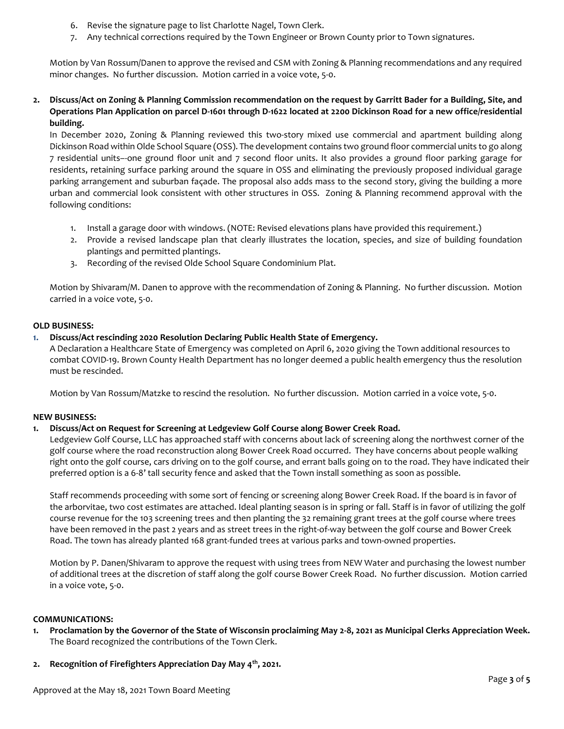6. Revise the signature page to list Charlotte Nagel, Town Clerk.
7. Any technical corrections required by the Town Engineer or Brown County prior to Town signatures.

Motion by Van Rossum/Danen to approve the revised and CSM with Zoning & Planning recommendations and any required minor changes. No further discussion. Motion carried in a voice vote, 5-0.

**2. Discuss/Act on Zoning & Planning Commission recommendation on the request by Garritt Bader for a Building, Site, and Operations Plan Application on parcel D-1601 through D-1622 located at 2200 Dickinson Road for a new office/residential building.**

In December 2020, Zoning & Planning reviewed this two-story mixed use commercial and apartment building along Dickinson Road within Olde School Square (OSS). The development contains two ground floor commercial units to go along 7 residential units–-one ground floor unit and 7 second floor units. It also provides a ground floor parking garage for residents, retaining surface parking around the square in OSS and eliminating the previously proposed individual garage parking arrangement and suburban façade. The proposal also adds mass to the second story, giving the building a more urban and commercial look consistent with other structures in OSS. Zoning & Planning recommend approval with the following conditions:

1. Install a garage door with windows. (NOTE: Revised elevations plans have provided this requirement.)
2. Provide a revised landscape plan that clearly illustrates the location, species, and size of building foundation plantings and permitted plantings.
3. Recording of the revised Olde School Square Condominium Plat.

Motion by Shivaram/M. Danen to approve with the recommendation of Zoning & Planning. No further discussion. Motion carried in a voice vote, 5-0.

**OLD BUSINESS:**

**1. Discuss/Act rescinding 2020 Resolution Declaring Public Health State of Emergency.**

A Declaration a Healthcare State of Emergency was completed on April 6, 2020 giving the Town additional resources to combat COVID-19. Brown County Health Department has no longer deemed a public health emergency thus the resolution must be rescinded.

Motion by Van Rossum/Matzke to rescind the resolution. No further discussion. Motion carried in a voice vote, 5-0.

**NEW BUSINESS:**

**1. Discuss/Act on Request for Screening at Ledgeview Golf Course along Bower Creek Road.**

Ledgeview Golf Course, LLC has approached staff with concerns about lack of screening along the northwest corner of the golf course where the road reconstruction along Bower Creek Road occurred. They have concerns about people walking right onto the golf course, cars driving on to the golf course, and errant balls going on to the road. They have indicated their preferred option is a 6-8' tall security fence and asked that the Town install something as soon as possible.

Staff recommends proceeding with some sort of fencing or screening along Bower Creek Road. If the board is in favor of the arborvitae, two cost estimates are attached. Ideal planting season is in spring or fall. Staff is in favor of utilizing the golf course revenue for the 103 screening trees and then planting the 32 remaining grant trees at the golf course where trees have been removed in the past 2 years and as street trees in the right-of-way between the golf course and Bower Creek Road. The town has already planted 168 grant-funded trees at various parks and town-owned properties.

Motion by P. Danen/Shivaram to approve the request with using trees from NEW Water and purchasing the lowest number of additional trees at the discretion of staff along the golf course Bower Creek Road. No further discussion. Motion carried in a voice vote, 5-0.

**COMMUNICATIONS:**

**1. Proclamation by the Governor of the State of Wisconsin proclaiming May 2-8, 2021 as Municipal Clerks Appreciation Week.**
The Board recognized the contributions of the Town Clerk.

**2. Recognition of Firefighters Appreciation Day May 4th, 2021.**

Approved at the May 18, 2021 Town Board Meeting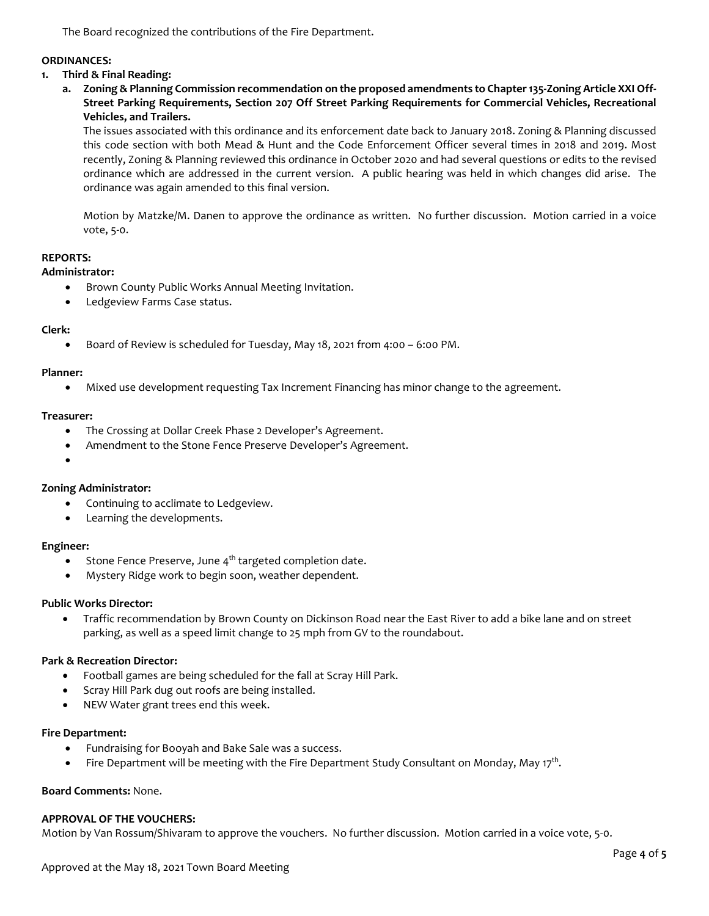The Board recognized the contributions of the Fire Department.

**ORDINANCES:**

1. **Third & Final Reading:**
   a. **Zoning & Planning Commission recommendation on the proposed amendments to Chapter 135-Zoning Article XXI Off-Street Parking Requirements, Section 207 Off Street Parking Requirements for Commercial Vehicles, Recreational Vehicles, and Trailers.**

   The issues associated with this ordinance and its enforcement date back to January 2018. Zoning & Planning discussed this code section with both Mead & Hunt and the Code Enforcement Officer several times in 2018 and 2019. Most recently, Zoning & Planning reviewed this ordinance in October 2020 and had several questions or edits to the revised ordinance which are addressed in the current version. A public hearing was held in which changes did arise. The ordinance was again amended to this final version.

   Motion by Matzke/M. Danen to approve the ordinance as written. No further discussion. Motion carried in a voice vote, 5-0.

**REPORTS:**

**Administrator:**

- Brown County Public Works Annual Meeting Invitation.
- Ledgeview Farms Case status.

**Clerk:**

- Board of Review is scheduled for Tuesday, May 18, 2021 from 4:00 – 6:00 PM.

**Planner:**

- Mixed use development requesting Tax Increment Financing has minor change to the agreement.

**Treasurer:**

- The Crossing at Dollar Creek Phase 2 Developer's Agreement.
- Amendment to the Stone Fence Preserve Developer's Agreement.
-

**Zoning Administrator:**

- Continuing to acclimate to Ledgeview.
- Learning the developments.

**Engineer:**

- Stone Fence Preserve, June 4th targeted completion date.
- Mystery Ridge work to begin soon, weather dependent.

**Public Works Director:**

- Traffic recommendation by Brown County on Dickinson Road near the East River to add a bike lane and on street parking, as well as a speed limit change to 25 mph from GV to the roundabout.

**Park & Recreation Director:**

- Football games are being scheduled for the fall at Scray Hill Park.
- Scray Hill Park dug out roofs are being installed.
- NEW Water grant trees end this week.

**Fire Department:**

- Fundraising for Booyah and Bake Sale was a success.
- Fire Department will be meeting with the Fire Department Study Consultant on Monday, May 17th.

**Board Comments:** None.

**APPROVAL OF THE VOUCHERS:**

Motion by Van Rossum/Shivaram to approve the vouchers. No further discussion. Motion carried in a voice vote, 5-0.

Approved at the May 18, 2021 Town Board Meeting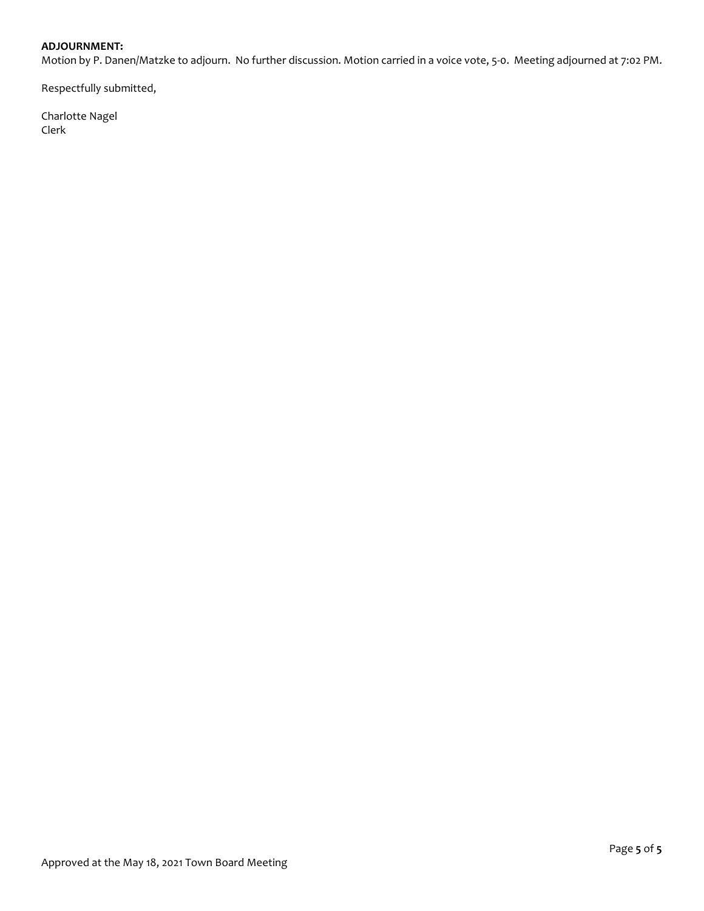**ADJOURNMENT:**

Motion by P. Danen/Matzke to adjourn. No further discussion. Motion carried in a voice vote, 5-0. Meeting adjourned at 7:02 PM.

Respectfully submitted,

Charlotte Nagel
Clerk

Approved at the May 18, 2021 Town Board Meeting